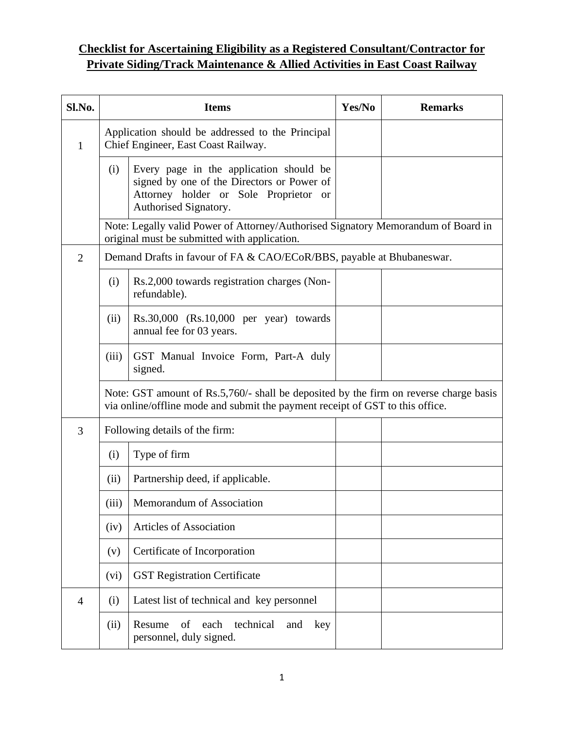**Checklist for Ascertaining Eligibility as a Registered Consultant/Contractor for Private Siding/Track Maintenance & Allied Activities in East Coast Railway**

| Sl.No. | Items | | Yes/No | Remarks |
|---|---|---|---|---|
| 1 | Application should be addressed to the Principal Chief Engineer, East Coast Railway. | | | |
| | (i) | Every page in the application should be signed by one of the Directors or Power of Attorney holder or Sole Proprietor or Authorised Signatory. | | |
| | Note: Legally valid Power of Attorney/Authorised Signatory Memorandum of Board in original must be submitted with application. | | | |
| 2 | Demand Drafts in favour of FA & CAO/ECoR/BBS, payable at Bhubaneswar. | | | |
| | (i) | Rs.2,000 towards registration charges (Non-refundable). | | |
| | (ii) | Rs.30,000 (Rs.10,000 per year) towards annual fee for 03 years. | | |
| | (iii) | GST Manual Invoice Form, Part-A duly signed. | | |
| | Note: GST amount of Rs.5,760/- shall be deposited by the firm on reverse charge basis via online/offline mode and submit the payment receipt of GST to this office. | | | |
| 3 | Following details of the firm: | | | |
| | (i) | Type of firm | | |
| | (ii) | Partnership deed, if applicable. | | |
| | (iii) | Memorandum of Association | | |
| | (iv) | Articles of Association | | |
| | (v) | Certificate of Incorporation | | |
| | (vi) | GST Registration Certificate | | |
| 4 | (i) | Latest list of technical and key personnel | | |
| | (ii) | Resume of each technical and key personnel, duly signed. | | |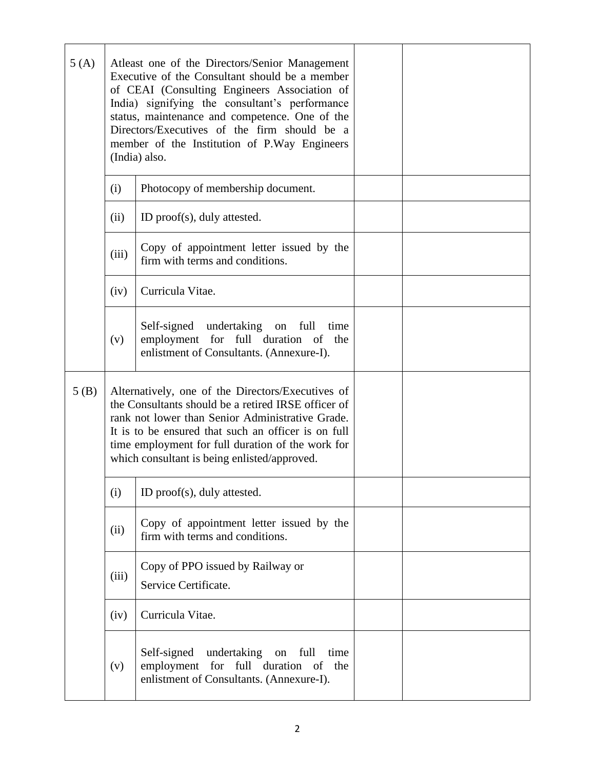| | | | | |
|---|---|---|---|---|
| 5 (A) | Atleast one of the Directors/Senior Management Executive of the Consultant should be a member of CEAI (Consulting Engineers Association of India) signifying the consultant's performance status, maintenance and competence. One of the Directors/Executives of the firm should be a member of the Institution of P.Way Engineers (India) also. | | | |
| | (i) | Photocopy of membership document. | | |
| | (ii) | ID proof(s), duly attested. | | |
| | (iii) | Copy of appointment letter issued by the firm with terms and conditions. | | |
| | (iv) | Curricula Vitae. | | |
| | (v) | Self-signed undertaking on full time employment for full duration of the enlistment of Consultants. (Annexure-I). | | |
| 5 (B) | Alternatively, one of the Directors/Executives of the Consultants should be a retired IRSE officer of rank not lower than Senior Administrative Grade. It is to be ensured that such an officer is on full time employment for full duration of the work for which consultant is being enlisted/approved. | | | |
| | (i) | ID proof(s), duly attested. | | |
| | (ii) | Copy of appointment letter issued by the firm with terms and conditions. | | |
| | (iii) | Copy of PPO issued by Railway or Service Certificate. | | |
| | (iv) | Curricula Vitae. | | |
| | (v) | Self-signed undertaking on full time employment for full duration of the enlistment of Consultants. (Annexure-I). | | |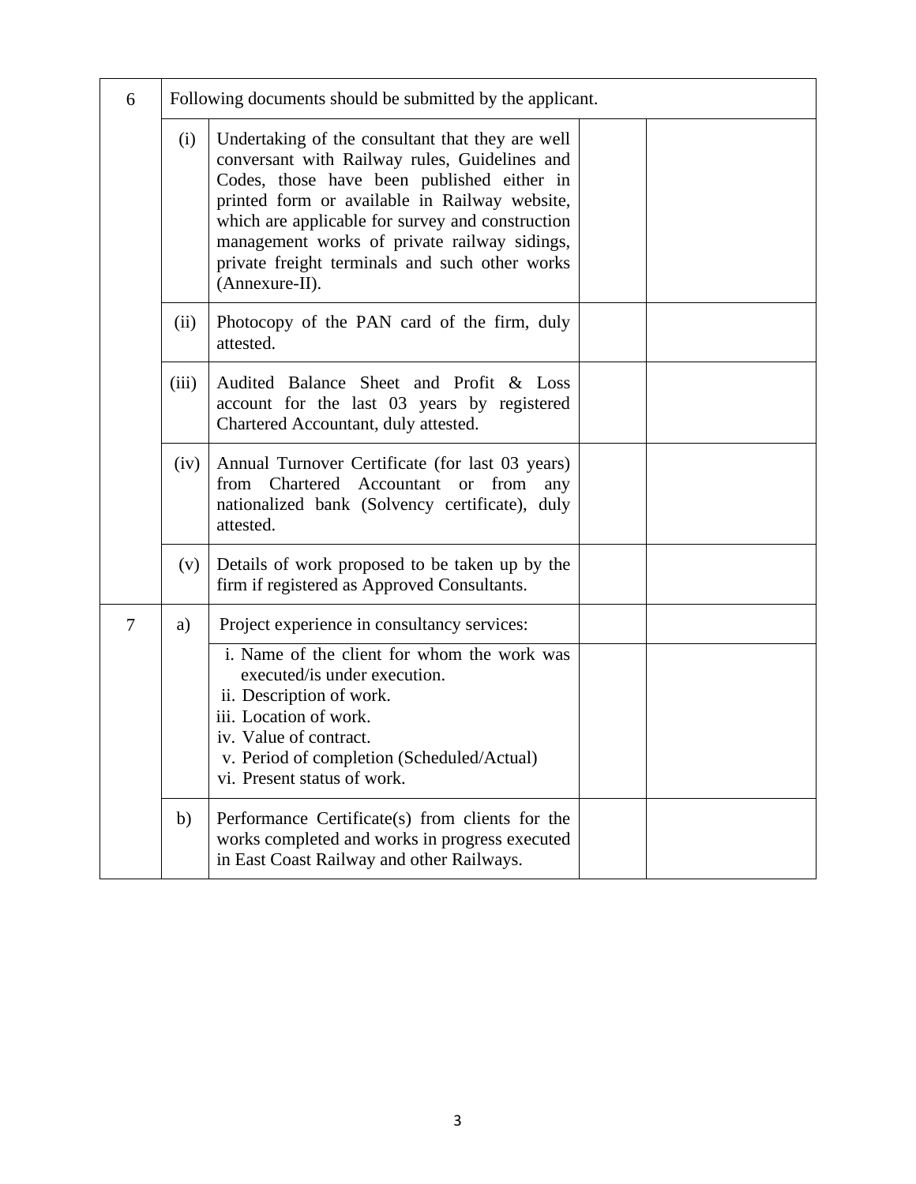| | | | | |
|---|---|---|---|---|
| 6 | Following documents should be submitted by the applicant. | | | |
| | (i) | Undertaking of the consultant that they are well conversant with Railway rules, Guidelines and Codes, those have been published either in printed form or available in Railway website, which are applicable for survey and construction management works of private railway sidings, private freight terminals and such other works (Annexure-II). | | |
| | (ii) | Photocopy of the PAN card of the firm, duly attested. | | |
| | (iii) | Audited Balance Sheet and Profit & Loss account for the last 03 years by registered Chartered Accountant, duly attested. | | |
| | (iv) | Annual Turnover Certificate (for last 03 years) from Chartered Accountant or from any nationalized bank (Solvency certificate), duly attested. | | |
| | (v) | Details of work proposed to be taken up by the firm if registered as Approved Consultants. | | |
| 7 | a) | Project experience in consultancy services: | | |
| | | i. Name of the client for whom the work was executed/is under execution.<br>ii. Description of work.<br>iii. Location of work.<br>iv. Value of contract.<br>v. Period of completion (Scheduled/Actual)<br>vi. Present status of work. | | |
| | b) | Performance Certificate(s) from clients for the works completed and works in progress executed in East Coast Railway and other Railways. | | |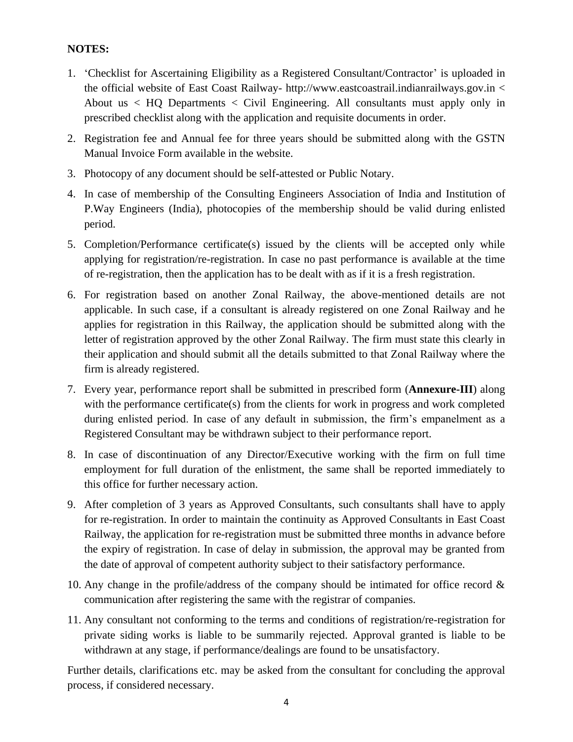**NOTES:**

1. 'Checklist for Ascertaining Eligibility as a Registered Consultant/Contractor' is uploaded in the official website of East Coast Railway- http://www.eastcoastrail.indianrailways.gov.in < About us < HQ Departments < Civil Engineering. All consultants must apply only in prescribed checklist along with the application and requisite documents in order.
2. Registration fee and Annual fee for three years should be submitted along with the GSTN Manual Invoice Form available in the website.
3. Photocopy of any document should be self-attested or Public Notary.
4. In case of membership of the Consulting Engineers Association of India and Institution of P.Way Engineers (India), photocopies of the membership should be valid during enlisted period.
5. Completion/Performance certificate(s) issued by the clients will be accepted only while applying for registration/re-registration. In case no past performance is available at the time of re-registration, then the application has to be dealt with as if it is a fresh registration.
6. For registration based on another Zonal Railway, the above-mentioned details are not applicable. In such case, if a consultant is already registered on one Zonal Railway and he applies for registration in this Railway, the application should be submitted along with the letter of registration approved by the other Zonal Railway. The firm must state this clearly in their application and should submit all the details submitted to that Zonal Railway where the firm is already registered.
7. Every year, performance report shall be submitted in prescribed form (**Annexure-III**) along with the performance certificate(s) from the clients for work in progress and work completed during enlisted period. In case of any default in submission, the firm's empanelment as a Registered Consultant may be withdrawn subject to their performance report.
8. In case of discontinuation of any Director/Executive working with the firm on full time employment for full duration of the enlistment, the same shall be reported immediately to this office for further necessary action.
9. After completion of 3 years as Approved Consultants, such consultants shall have to apply for re-registration. In order to maintain the continuity as Approved Consultants in East Coast Railway, the application for re-registration must be submitted three months in advance before the expiry of registration. In case of delay in submission, the approval may be granted from the date of approval of competent authority subject to their satisfactory performance.
10. Any change in the profile/address of the company should be intimated for office record & communication after registering the same with the registrar of companies.
11. Any consultant not conforming to the terms and conditions of registration/re-registration for private siding works is liable to be summarily rejected. Approval granted is liable to be withdrawn at any stage, if performance/dealings are found to be unsatisfactory.

Further details, clarifications etc. may be asked from the consultant for concluding the approval process, if considered necessary.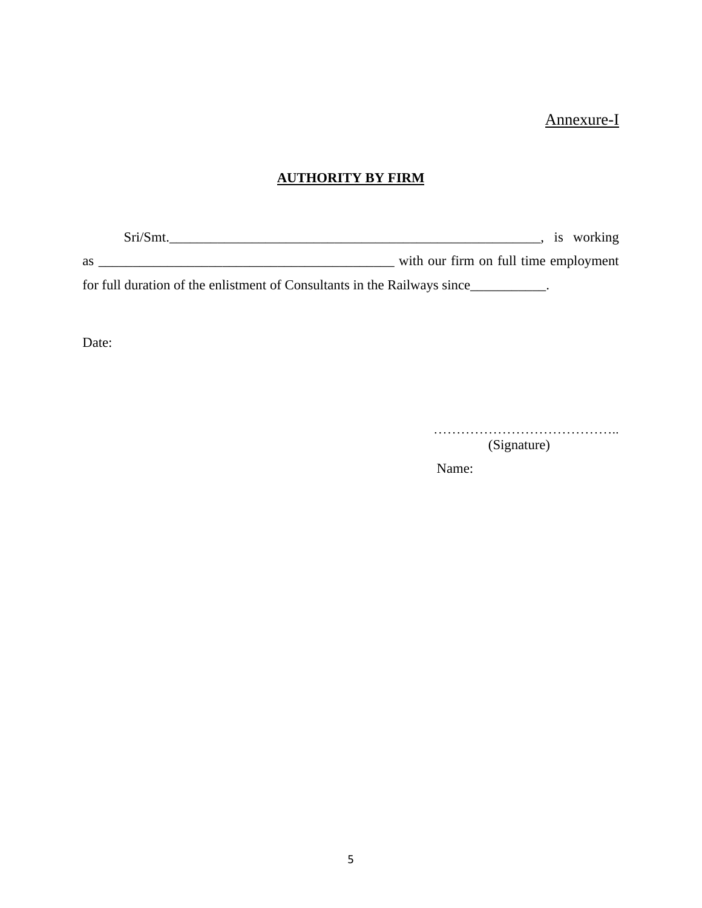Annexure-I

## AUTHORITY BY FIRM

Sri/Smt.___________________________________________________________, is working as _____________________________________________ with our firm on full time employment for full duration of the enlistment of Consultants in the Railways since___________.

Date:

…………………………………..
(Signature)

Name: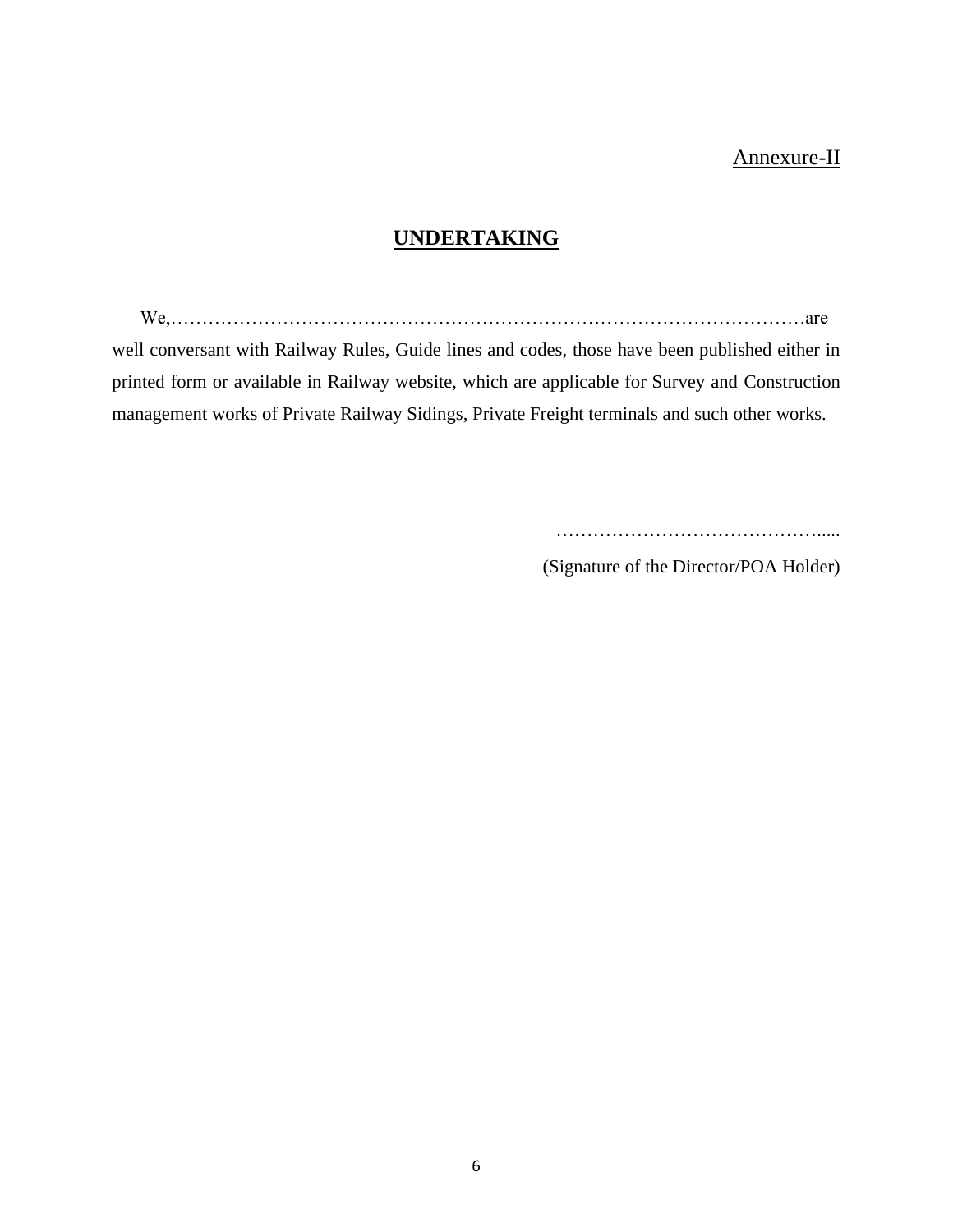Annexure-II

# UNDERTAKING

We,……………………………………………………………………………………………are well conversant with Railway Rules, Guide lines and codes, those have been published either in printed form or available in Railway website, which are applicable for Survey and Construction management works of Private Railway Sidings, Private Freight terminals and such other works.

…………………………………….....

(Signature of the Director/POA Holder)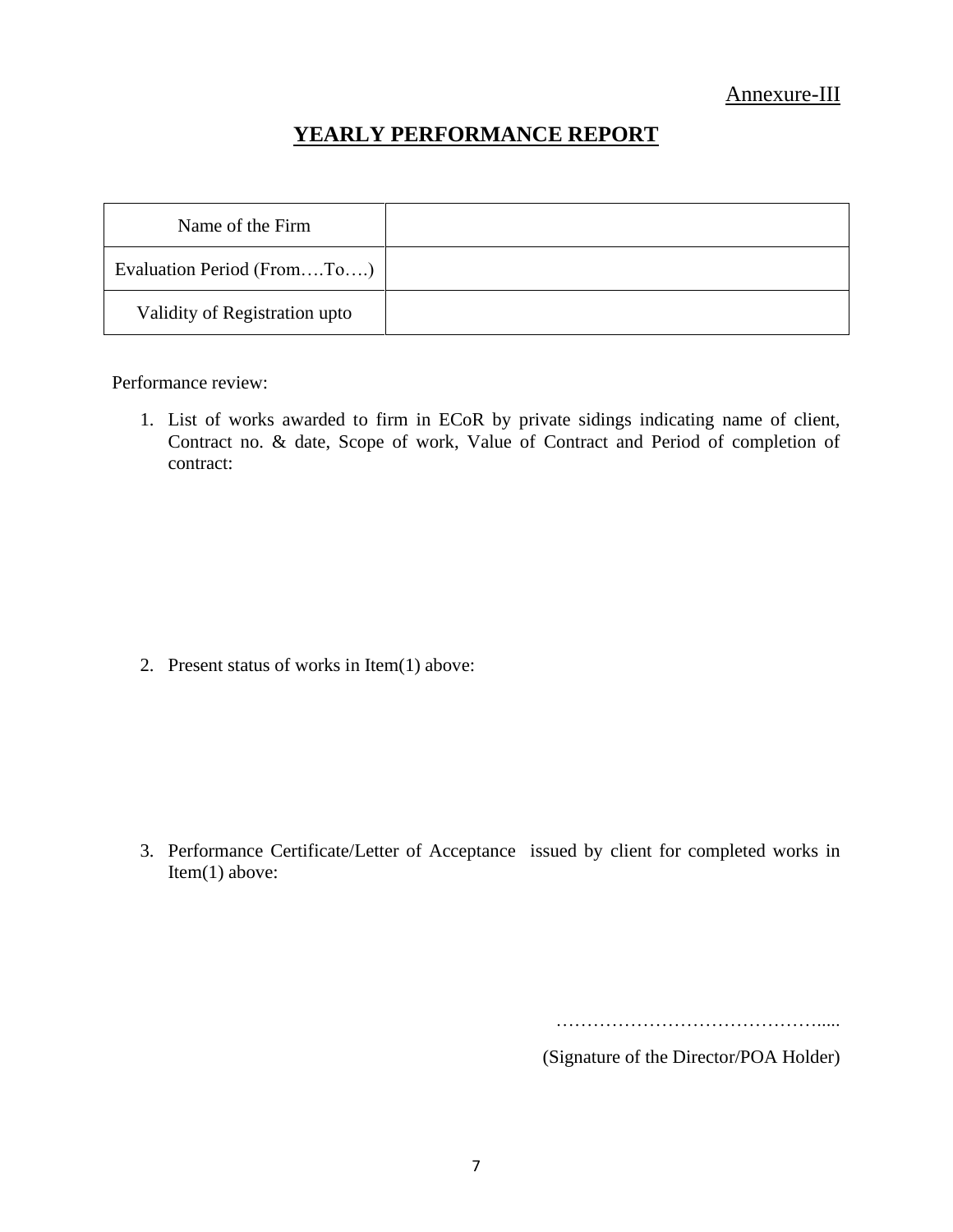Annexure-III

# YEARLY PERFORMANCE REPORT

| | |
|---|---|
| Name of the Firm | |
| Evaluation Period (From….To….) | |
| Validity of Registration upto | |

Performance review:

1. List of works awarded to firm in ECoR by private sidings indicating name of client, Contract no. & date, Scope of work, Value of Contract and Period of completion of contract:

2. Present status of works in Item(1) above:

3. Performance Certificate/Letter of Acceptance issued by client for completed works in Item(1) above:

…………………………………….....

(Signature of the Director/POA Holder)